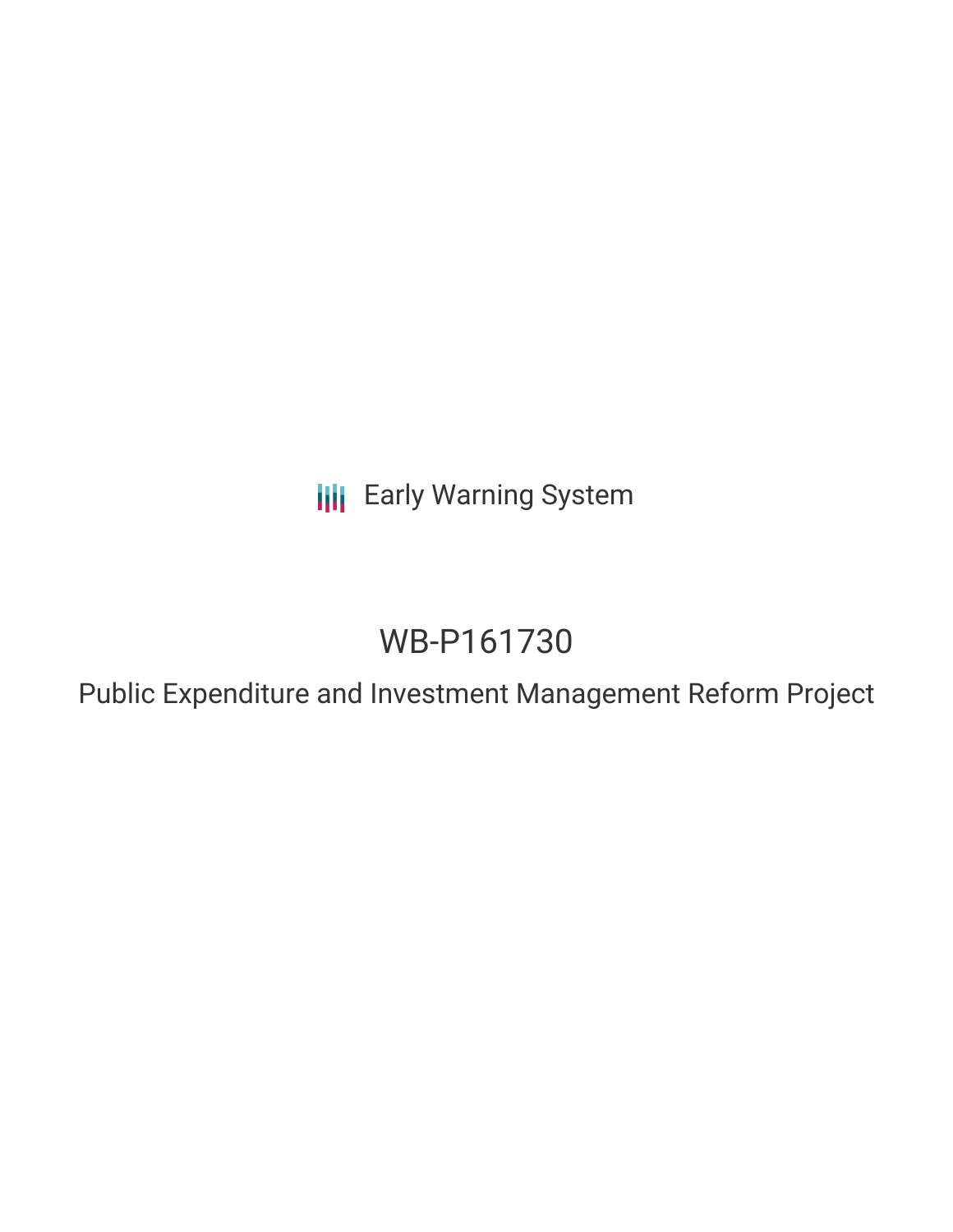Early Warning System

# WB-P161730

## Public Expenditure and Investment Management Reform Project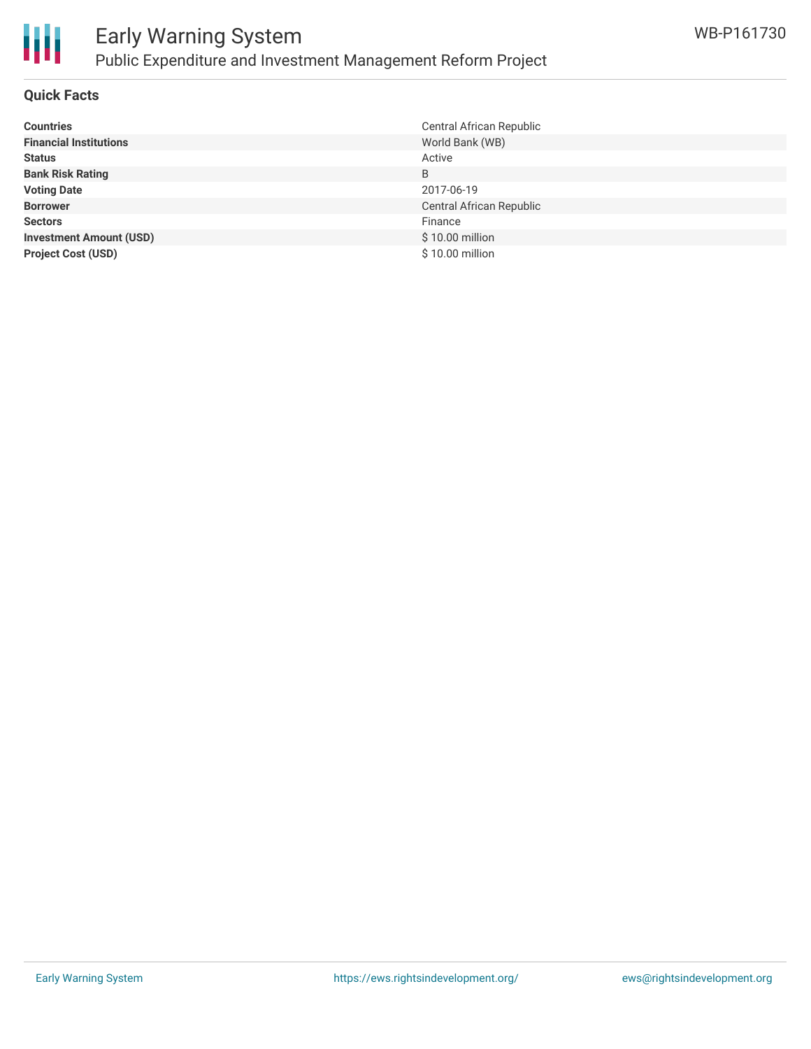## Quick Facts

| | |
|---|---|
| **Countries** | Central African Republic |
| **Financial Institutions** | World Bank (WB) |
| **Status** | Active |
| **Bank Risk Rating** | B |
| **Voting Date** | 2017-06-19 |
| **Borrower** | Central African Republic |
| **Sectors** | Finance |
| **Investment Amount (USD)** | $ 10.00 million |
| **Project Cost (USD)** | $ 10.00 million |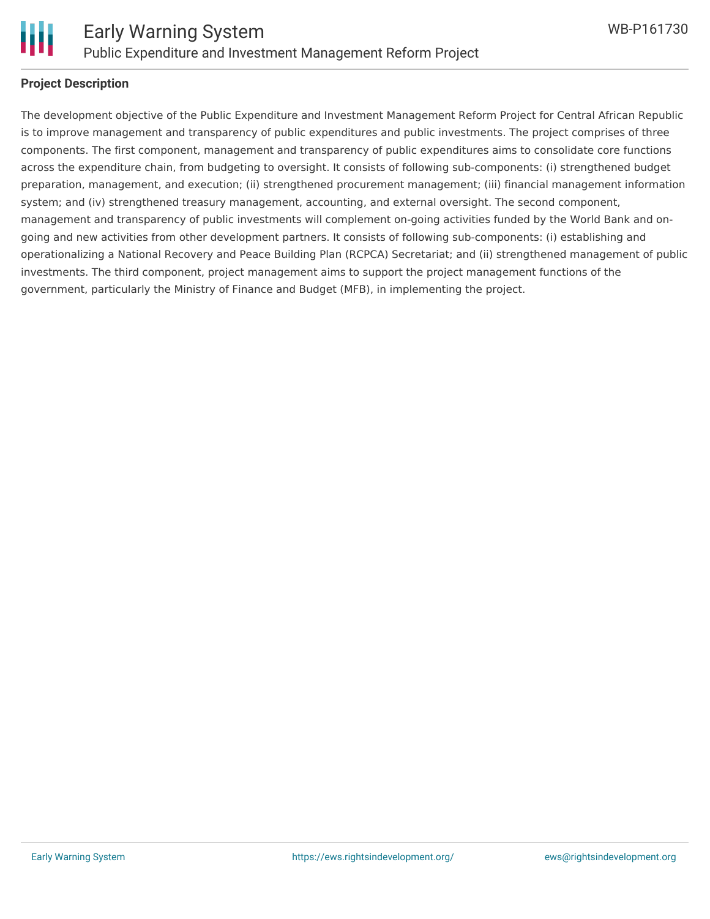**Project Description**

The development objective of the Public Expenditure and Investment Management Reform Project for Central African Republic is to improve management and transparency of public expenditures and public investments. The project comprises of three components. The first component, management and transparency of public expenditures aims to consolidate core functions across the expenditure chain, from budgeting to oversight. It consists of following sub-components: (i) strengthened budget preparation, management, and execution; (ii) strengthened procurement management; (iii) financial management information system; and (iv) strengthened treasury management, accounting, and external oversight. The second component, management and transparency of public investments will complement on-going activities funded by the World Bank and on-going and new activities from other development partners. It consists of following sub-components: (i) establishing and operationalizing a National Recovery and Peace Building Plan (RCPCA) Secretariat; and (ii) strengthened management of public investments. The third component, project management aims to support the project management functions of the government, particularly the Ministry of Finance and Budget (MFB), in implementing the project.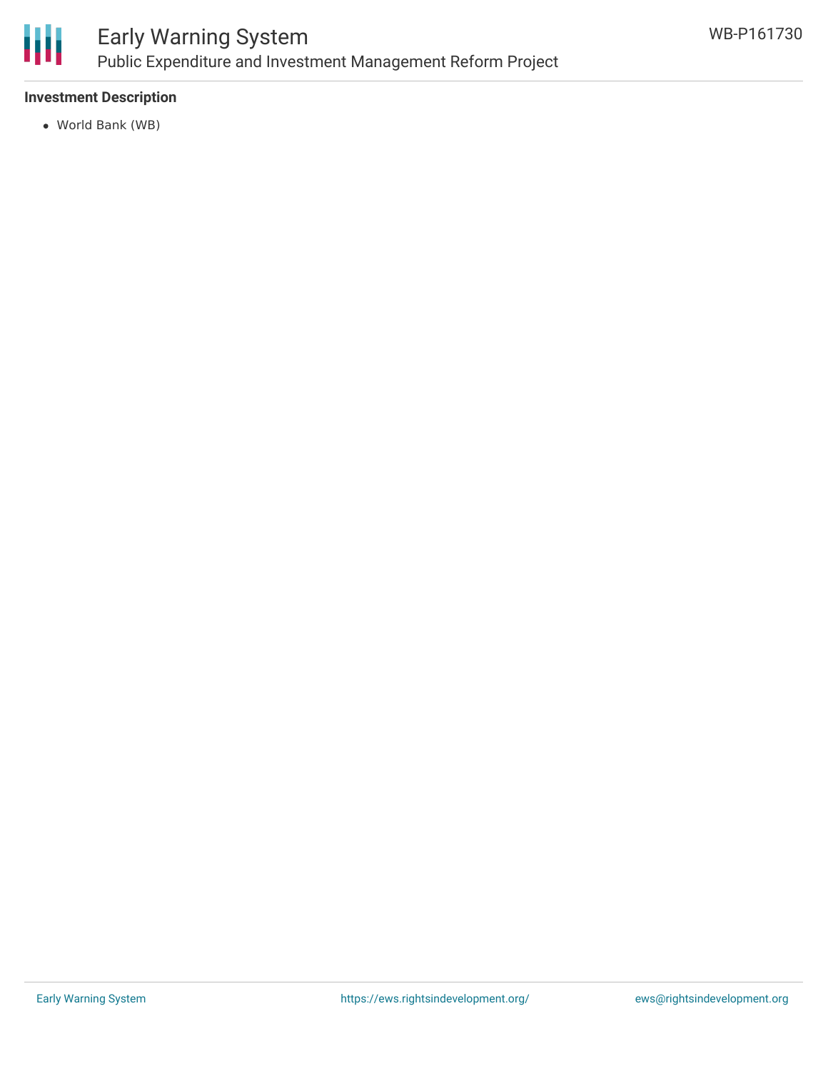### Investment Description

- World Bank (WB)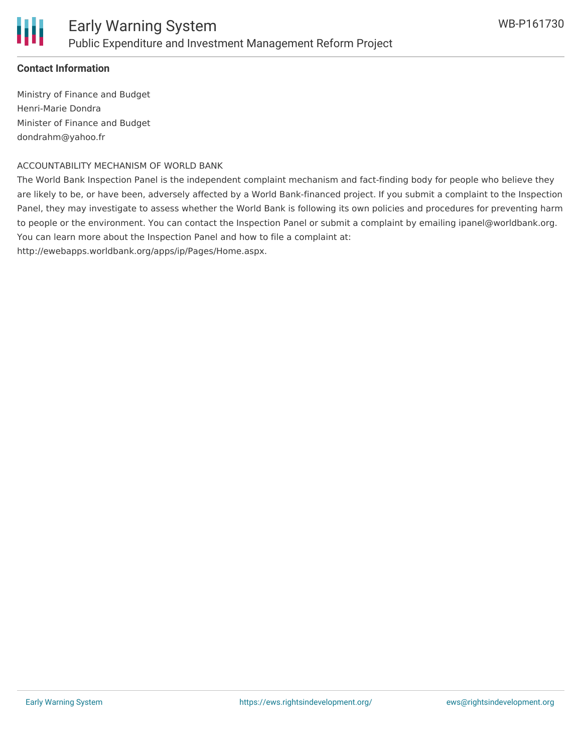## Contact Information

Ministry of Finance and Budget
Henri-Marie Dondra
Minister of Finance and Budget
dondrahm@yahoo.fr

ACCOUNTABILITY MECHANISM OF WORLD BANK

The World Bank Inspection Panel is the independent complaint mechanism and fact-finding body for people who believe they are likely to be, or have been, adversely affected by a World Bank-financed project. If you submit a complaint to the Inspection Panel, they may investigate to assess whether the World Bank is following its own policies and procedures for preventing harm to people or the environment. You can contact the Inspection Panel or submit a complaint by emailing ipanel@worldbank.org. You can learn more about the Inspection Panel and how to file a complaint at: http://ewebapps.worldbank.org/apps/ip/Pages/Home.aspx.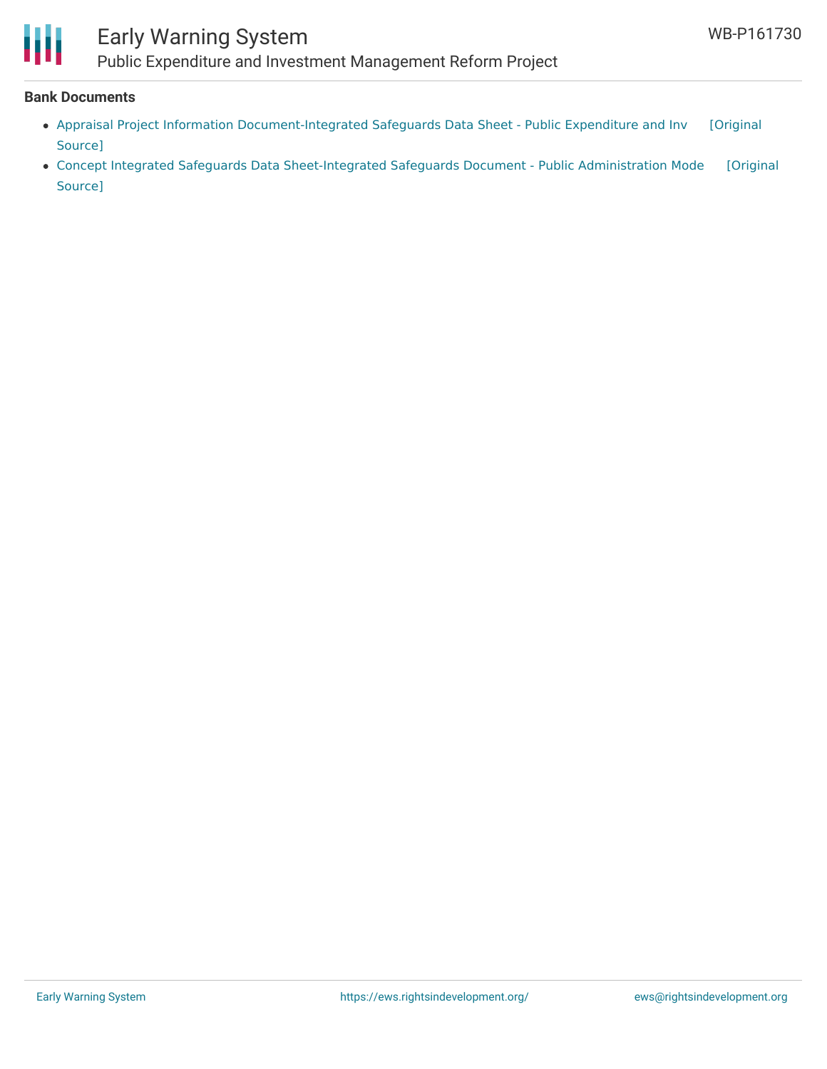**Bank Documents**

- Appraisal Project Information Document-Integrated Safeguards Data Sheet - Public Expenditure and Inv [Original Source]
- Concept Integrated Safeguards Data Sheet-Integrated Safeguards Document - Public Administration Mode [Original Source]